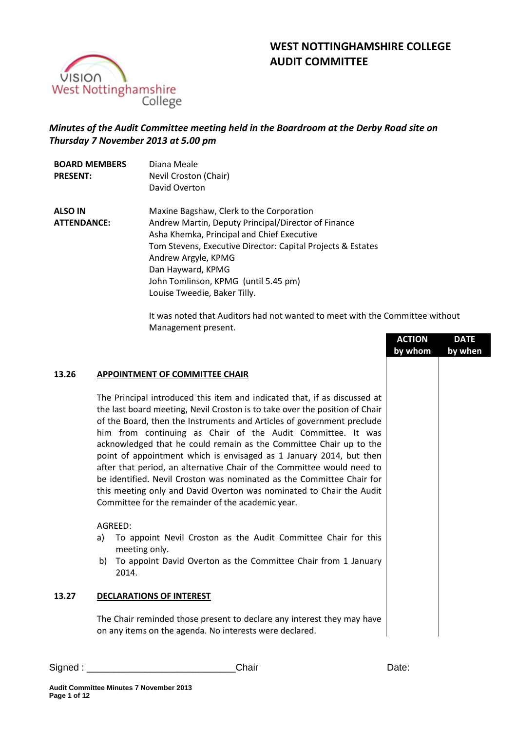# WEST NOTTINGHAMSHIRE COLLEGE
# AUDIT COMMITTEE

*Minutes of the Audit Committee meeting held in the Boardroom at the Derby Road site on Thursday 7 November 2013 at 5.00 pm*

| | |
|---|---|
| **BOARD MEMBERS PRESENT:** | Diana Meale<br>Nevil Croston (Chair)<br>David Overton |
| **ALSO IN ATTENDANCE:** | Maxine Bagshaw, Clerk to the Corporation<br>Andrew Martin, Deputy Principal/Director of Finance<br>Asha Khemka, Principal and Chief Executive<br>Tom Stevens, Executive Director: Capital Projects & Estates<br>Andrew Argyle, KPMG<br>Dan Hayward, KPMG<br>John Tomlinson, KPMG (until 5.45 pm)<br>Louise Tweedie, Baker Tilly. |

It was noted that Auditors had not wanted to meet with the Committee without Management present.

| | | ACTION by whom | DATE by when |
|---|---|---|---|
| **13.26** | **APPOINTMENT OF COMMITTEE CHAIR**<br><br>The Principal introduced this item and indicated that, if as discussed at the last board meeting, Nevil Croston is to take over the position of Chair of the Board, then the Instruments and Articles of government preclude him from continuing as Chair of the Audit Committee. It was acknowledged that he could remain as the Committee Chair up to the point of appointment which is envisaged as 1 January 2014, but then after that period, an alternative Chair of the Committee would need to be identified. Nevil Croston was nominated as the Committee Chair for this meeting only and David Overton was nominated to Chair the Audit Committee for the remainder of the academic year.<br><br>AGREED:<br>a) To appoint Nevil Croston as the Audit Committee Chair for this meeting only.<br>b) To appoint David Overton as the Committee Chair from 1 January 2014. | | |
| **13.27** | **DECLARATIONS OF INTEREST**<br><br>The Chair reminded those present to declare any interest they may have on any items on the agenda. No interests were declared. | | |

Signed : ___________________________Chair Date: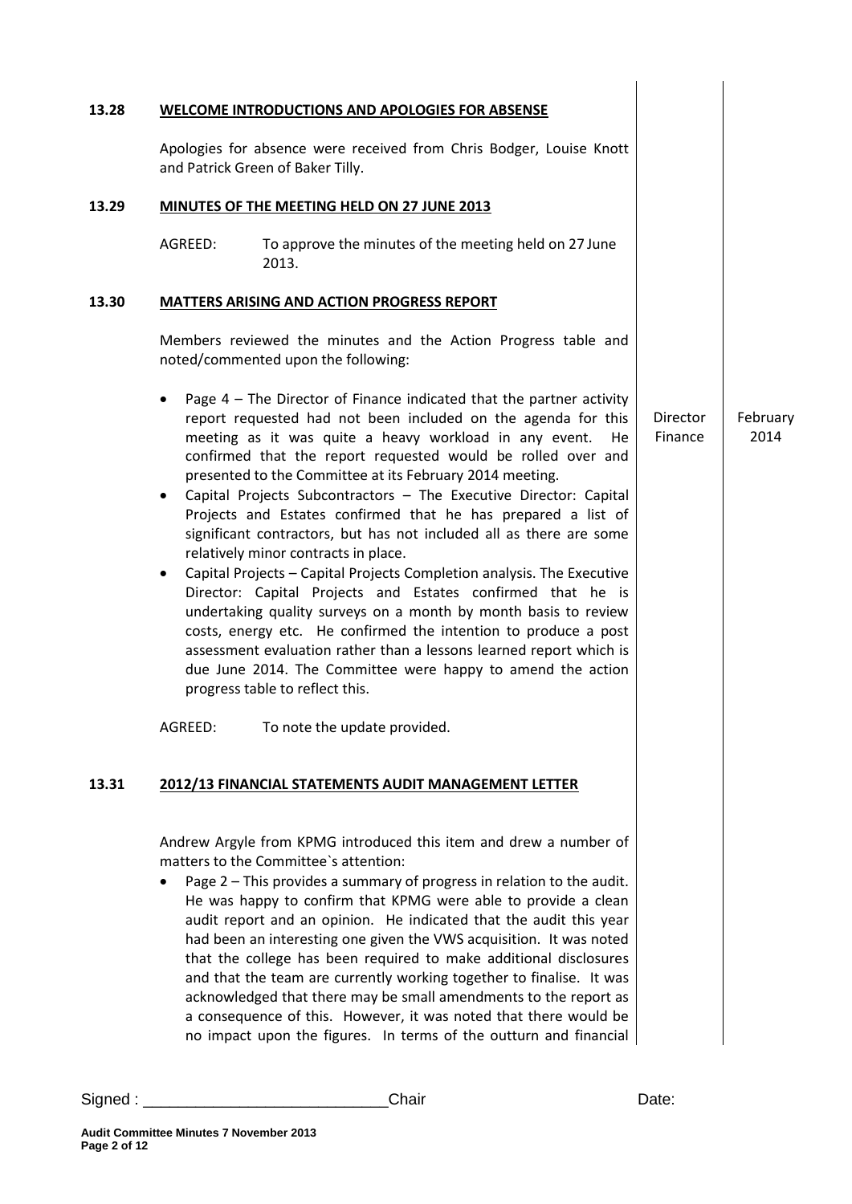**13.28 WELCOME INTRODUCTIONS AND APOLOGIES FOR ABSENSE**

Apologies for absence were received from Chris Bodger, Louise Knott and Patrick Green of Baker Tilly.

**13.29 MINUTES OF THE MEETING HELD ON 27 JUNE 2013**

AGREED: To approve the minutes of the meeting held on 27 June 2013.

**13.30 MATTERS ARISING AND ACTION PROGRESS REPORT**

Members reviewed the minutes and the Action Progress table and noted/commented upon the following:

- Page 4 – The Director of Finance indicated that the partner activity report requested had not been included on the agenda for this meeting as it was quite a heavy workload in any event. He confirmed that the report requested would be rolled over and presented to the Committee at its February 2014 meeting. — *Director Finance — February 2014*
- Capital Projects Subcontractors – The Executive Director: Capital Projects and Estates confirmed that he has prepared a list of significant contractors, but has not included all as there are some relatively minor contracts in place.
- Capital Projects – Capital Projects Completion analysis. The Executive Director: Capital Projects and Estates confirmed that he is undertaking quality surveys on a month by month basis to review costs, energy etc. He confirmed the intention to produce a post assessment evaluation rather than a lessons learned report which is due June 2014. The Committee were happy to amend the action progress table to reflect this.

AGREED: To note the update provided.

**13.31 2012/13 FINANCIAL STATEMENTS AUDIT MANAGEMENT LETTER**

Andrew Argyle from KPMG introduced this item and drew a number of matters to the Committee`s attention:

- Page 2 – This provides a summary of progress in relation to the audit. He was happy to confirm that KPMG were able to provide a clean audit report and an opinion. He indicated that the audit this year had been an interesting one given the VWS acquisition. It was noted that the college has been required to make additional disclosures and that the team are currently working together to finalise. It was acknowledged that there may be small amendments to the report as a consequence of this. However, it was noted that there would be no impact upon the figures. In terms of the outturn and financial

Signed : ___________________________Chair Date:

**Audit Committee Minutes 7 November 2013**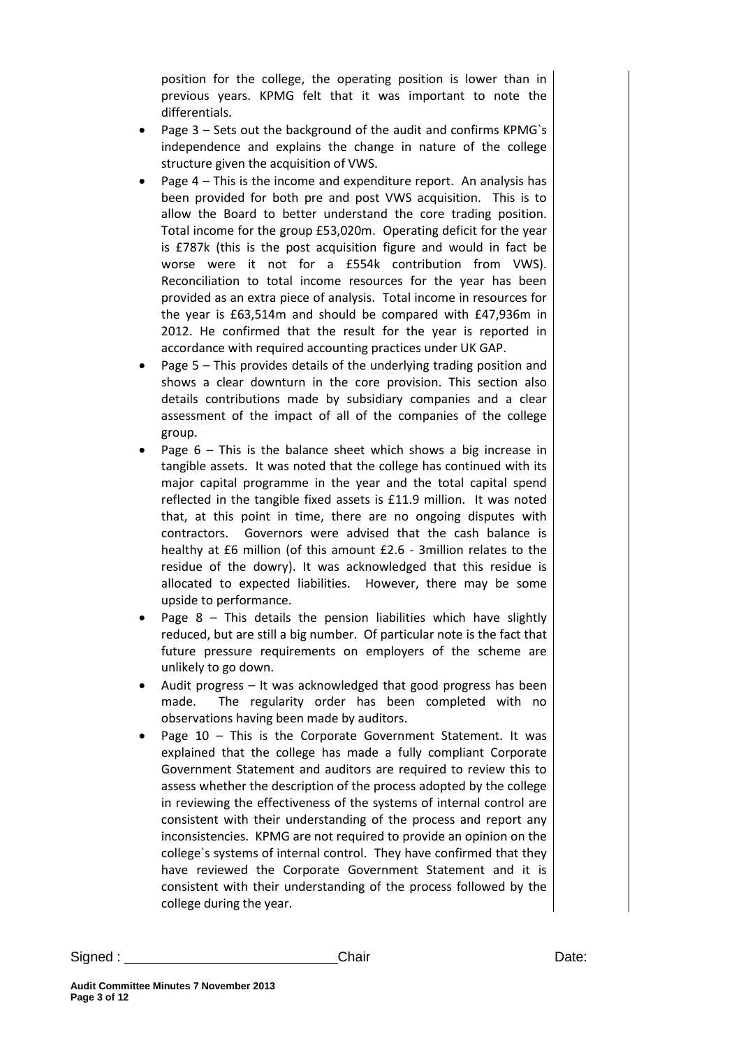position for the college, the operating position is lower than in previous years. KPMG felt that it was important to note the differentials.

- Page 3 – Sets out the background of the audit and confirms KPMG`s independence and explains the change in nature of the college structure given the acquisition of VWS.
- Page 4 – This is the income and expenditure report. An analysis has been provided for both pre and post VWS acquisition. This is to allow the Board to better understand the core trading position. Total income for the group £53,020m. Operating deficit for the year is £787k (this is the post acquisition figure and would in fact be worse were it not for a £554k contribution from VWS). Reconciliation to total income resources for the year has been provided as an extra piece of analysis. Total income in resources for the year is £63,514m and should be compared with £47,936m in 2012. He confirmed that the result for the year is reported in accordance with required accounting practices under UK GAP.
- Page 5 – This provides details of the underlying trading position and shows a clear downturn in the core provision. This section also details contributions made by subsidiary companies and a clear assessment of the impact of all of the companies of the college group.
- Page 6 – This is the balance sheet which shows a big increase in tangible assets. It was noted that the college has continued with its major capital programme in the year and the total capital spend reflected in the tangible fixed assets is £11.9 million. It was noted that, at this point in time, there are no ongoing disputes with contractors. Governors were advised that the cash balance is healthy at £6 million (of this amount £2.6 - 3million relates to the residue of the dowry). It was acknowledged that this residue is allocated to expected liabilities. However, there may be some upside to performance.
- Page 8 – This details the pension liabilities which have slightly reduced, but are still a big number. Of particular note is the fact that future pressure requirements on employers of the scheme are unlikely to go down.
- Audit progress – It was acknowledged that good progress has been made. The regularity order has been completed with no observations having been made by auditors.
- Page 10 – This is the Corporate Government Statement. It was explained that the college has made a fully compliant Corporate Government Statement and auditors are required to review this to assess whether the description of the process adopted by the college in reviewing the effectiveness of the systems of internal control are consistent with their understanding of the process and report any inconsistencies. KPMG are not required to provide an opinion on the college`s systems of internal control. They have confirmed that they have reviewed the Corporate Government Statement and it is consistent with their understanding of the process followed by the college during the year.

Signed : ___________________________ Chair Date: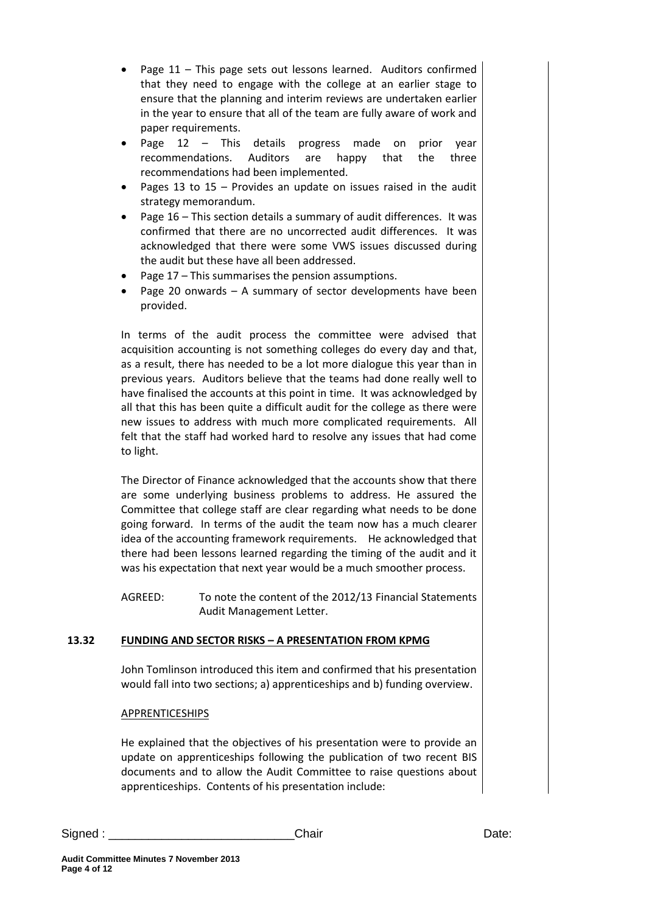- Page 11 – This page sets out lessons learned. Auditors confirmed that they need to engage with the college at an earlier stage to ensure that the planning and interim reviews are undertaken earlier in the year to ensure that all of the team are fully aware of work and paper requirements.
- Page 12 – This details progress made on prior year recommendations. Auditors are happy that the three recommendations had been implemented.
- Pages 13 to 15 – Provides an update on issues raised in the audit strategy memorandum.
- Page 16 – This section details a summary of audit differences. It was confirmed that there are no uncorrected audit differences. It was acknowledged that there were some VWS issues discussed during the audit but these have all been addressed.
- Page 17 – This summarises the pension assumptions.
- Page 20 onwards – A summary of sector developments have been provided.

In terms of the audit process the committee were advised that acquisition accounting is not something colleges do every day and that, as a result, there has needed to be a lot more dialogue this year than in previous years. Auditors believe that the teams had done really well to have finalised the accounts at this point in time. It was acknowledged by all that this has been quite a difficult audit for the college as there were new issues to address with much more complicated requirements. All felt that the staff had worked hard to resolve any issues that had come to light.

The Director of Finance acknowledged that the accounts show that there are some underlying business problems to address. He assured the Committee that college staff are clear regarding what needs to be done going forward. In terms of the audit the team now has a much clearer idea of the accounting framework requirements. He acknowledged that there had been lessons learned regarding the timing of the audit and it was his expectation that next year would be a much smoother process.

AGREED: To note the content of the 2012/13 Financial Statements Audit Management Letter.

## 13.32 FUNDING AND SECTOR RISKS – A PRESENTATION FROM KPMG

John Tomlinson introduced this item and confirmed that his presentation would fall into two sections; a) apprenticeships and b) funding overview.

### APPRENTICESHIPS

He explained that the objectives of his presentation were to provide an update on apprenticeships following the publication of two recent BIS documents and to allow the Audit Committee to raise questions about apprenticeships. Contents of his presentation include:

Signed : \_\_\_\_\_\_\_\_\_\_\_\_\_\_\_\_\_\_\_\_\_\_\_\_\_\_\_ Chair Date: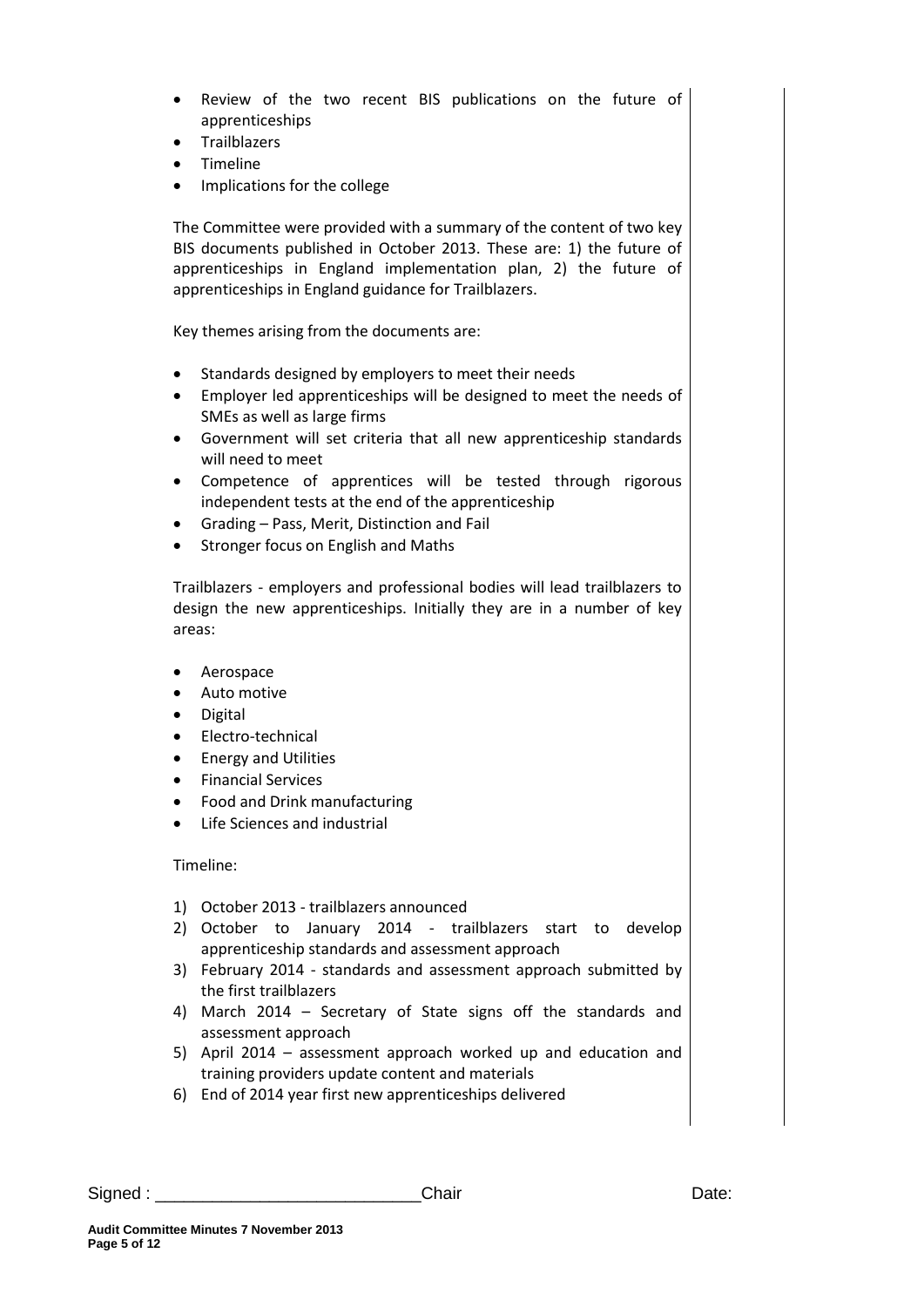- Review of the two recent BIS publications on the future of apprenticeships
- Trailblazers
- Timeline
- Implications for the college

The Committee were provided with a summary of the content of two key BIS documents published in October 2013. These are: 1) the future of apprenticeships in England implementation plan, 2) the future of apprenticeships in England guidance for Trailblazers.

Key themes arising from the documents are:

- Standards designed by employers to meet their needs
- Employer led apprenticeships will be designed to meet the needs of SMEs as well as large firms
- Government will set criteria that all new apprenticeship standards will need to meet
- Competence of apprentices will be tested through rigorous independent tests at the end of the apprenticeship
- Grading – Pass, Merit, Distinction and Fail
- Stronger focus on English and Maths

Trailblazers - employers and professional bodies will lead trailblazers to design the new apprenticeships. Initially they are in a number of key areas:

- Aerospace
- Auto motive
- Digital
- Electro-technical
- Energy and Utilities
- Financial Services
- Food and Drink manufacturing
- Life Sciences and industrial

Timeline:

1) October 2013 - trailblazers announced
2) October to January 2014 - trailblazers start to develop apprenticeship standards and assessment approach
3) February 2014 - standards and assessment approach submitted by the first trailblazers
4) March 2014 – Secretary of State signs off the standards and assessment approach
5) April 2014 – assessment approach worked up and education and training providers update content and materials
6) End of 2014 year first new apprenticeships delivered

Signed : ___________________________Chair Date: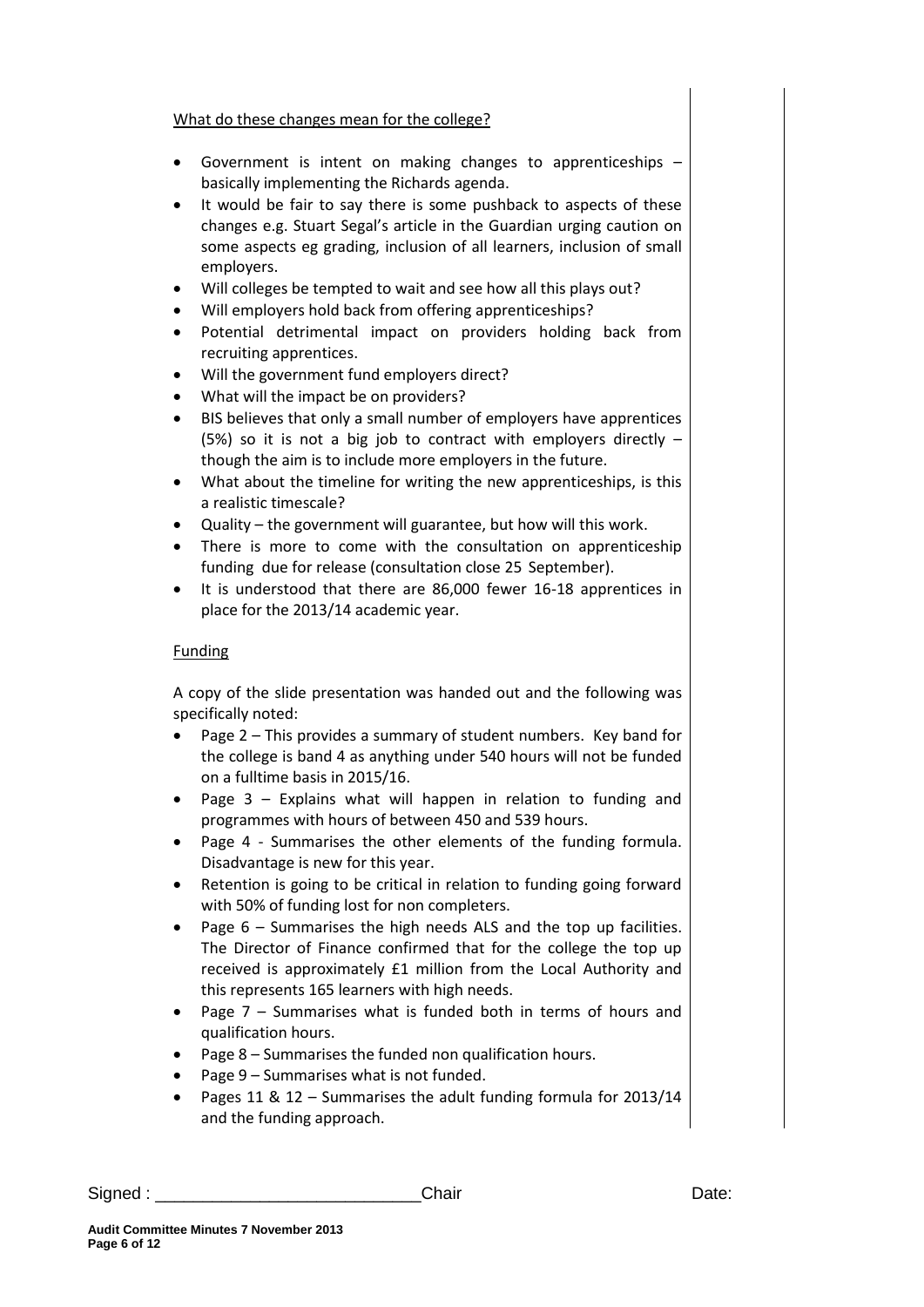What do these changes mean for the college?

- Government is intent on making changes to apprenticeships – basically implementing the Richards agenda.
- It would be fair to say there is some pushback to aspects of these changes e.g. Stuart Segal's article in the Guardian urging caution on some aspects eg grading, inclusion of all learners, inclusion of small employers.
- Will colleges be tempted to wait and see how all this plays out?
- Will employers hold back from offering apprenticeships?
- Potential detrimental impact on providers holding back from recruiting apprentices.
- Will the government fund employers direct?
- What will the impact be on providers?
- BIS believes that only a small number of employers have apprentices (5%) so it is not a big job to contract with employers directly – though the aim is to include more employers in the future.
- What about the timeline for writing the new apprenticeships, is this a realistic timescale?
- Quality – the government will guarantee, but how will this work.
- There is more to come with the consultation on apprenticeship funding due for release (consultation close 25 September).
- It is understood that there are 86,000 fewer 16-18 apprentices in place for the 2013/14 academic year.

Funding

A copy of the slide presentation was handed out and the following was specifically noted:

- Page 2 – This provides a summary of student numbers. Key band for the college is band 4 as anything under 540 hours will not be funded on a fulltime basis in 2015/16.
- Page 3 – Explains what will happen in relation to funding and programmes with hours of between 450 and 539 hours.
- Page 4 - Summarises the other elements of the funding formula. Disadvantage is new for this year.
- Retention is going to be critical in relation to funding going forward with 50% of funding lost for non completers.
- Page 6 – Summarises the high needs ALS and the top up facilities. The Director of Finance confirmed that for the college the top up received is approximately £1 million from the Local Authority and this represents 165 learners with high needs.
- Page 7 – Summarises what is funded both in terms of hours and qualification hours.
- Page 8 – Summarises the funded non qualification hours.
- Page 9 – Summarises what is not funded.
- Pages 11 & 12 – Summarises the adult funding formula for 2013/14 and the funding approach.

Signed : ___________________________ Chair Date: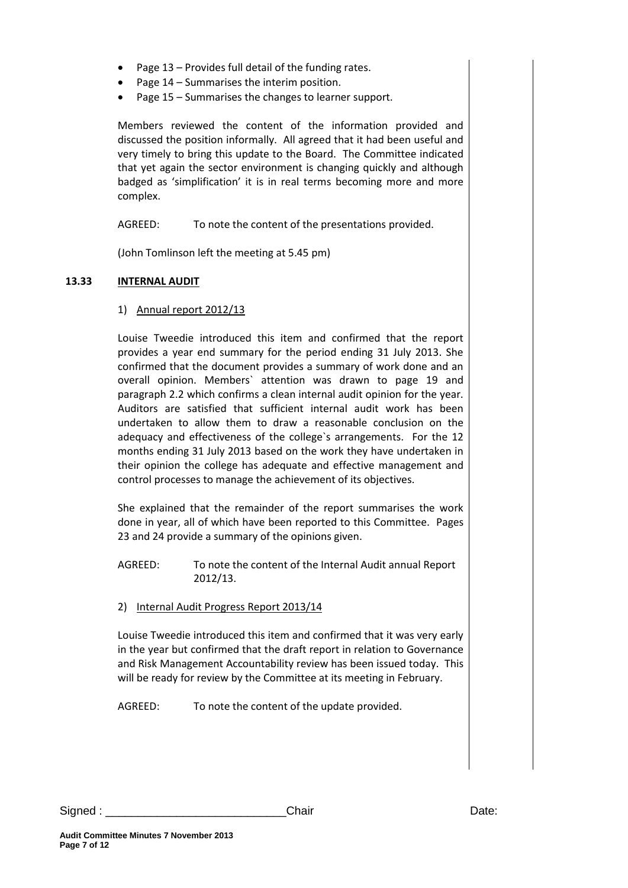- Page 13 – Provides full detail of the funding rates.
- Page 14 – Summarises the interim position.
- Page 15 – Summarises the changes to learner support.

Members reviewed the content of the information provided and discussed the position informally. All agreed that it had been useful and very timely to bring this update to the Board. The Committee indicated that yet again the sector environment is changing quickly and although badged as 'simplification' it is in real terms becoming more and more complex.

AGREED: To note the content of the presentations provided.

(John Tomlinson left the meeting at 5.45 pm)

**13.33 INTERNAL AUDIT**

1) Annual report 2012/13

Louise Tweedie introduced this item and confirmed that the report provides a year end summary for the period ending 31 July 2013. She confirmed that the document provides a summary of work done and an overall opinion. Members` attention was drawn to page 19 and paragraph 2.2 which confirms a clean internal audit opinion for the year. Auditors are satisfied that sufficient internal audit work has been undertaken to allow them to draw a reasonable conclusion on the adequacy and effectiveness of the college`s arrangements. For the 12 months ending 31 July 2013 based on the work they have undertaken in their opinion the college has adequate and effective management and control processes to manage the achievement of its objectives.

She explained that the remainder of the report summarises the work done in year, all of which have been reported to this Committee. Pages 23 and 24 provide a summary of the opinions given.

AGREED: To note the content of the Internal Audit annual Report 2012/13.

2) Internal Audit Progress Report 2013/14

Louise Tweedie introduced this item and confirmed that it was very early in the year but confirmed that the draft report in relation to Governance and Risk Management Accountability review has been issued today. This will be ready for review by the Committee at its meeting in February.

AGREED: To note the content of the update provided.

Signed : ___________________________Chair Date: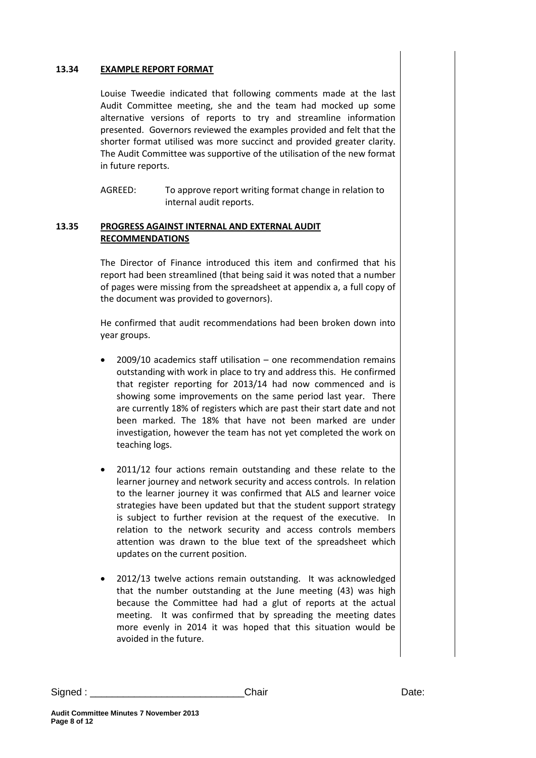**13.34 EXAMPLE REPORT FORMAT**

Louise Tweedie indicated that following comments made at the last Audit Committee meeting, she and the team had mocked up some alternative versions of reports to try and streamline information presented. Governors reviewed the examples provided and felt that the shorter format utilised was more succinct and provided greater clarity. The Audit Committee was supportive of the utilisation of the new format in future reports.

AGREED: To approve report writing format change in relation to internal audit reports.

**13.35 PROGRESS AGAINST INTERNAL AND EXTERNAL AUDIT RECOMMENDATIONS**

The Director of Finance introduced this item and confirmed that his report had been streamlined (that being said it was noted that a number of pages were missing from the spreadsheet at appendix a, a full copy of the document was provided to governors).

He confirmed that audit recommendations had been broken down into year groups.

- 2009/10 academics staff utilisation – one recommendation remains outstanding with work in place to try and address this. He confirmed that register reporting for 2013/14 had now commenced and is showing some improvements on the same period last year. There are currently 18% of registers which are past their start date and not been marked. The 18% that have not been marked are under investigation, however the team has not yet completed the work on teaching logs.

- 2011/12 four actions remain outstanding and these relate to the learner journey and network security and access controls. In relation to the learner journey it was confirmed that ALS and learner voice strategies have been updated but that the student support strategy is subject to further revision at the request of the executive. In relation to the network security and access controls members attention was drawn to the blue text of the spreadsheet which updates on the current position.

- 2012/13 twelve actions remain outstanding. It was acknowledged that the number outstanding at the June meeting (43) was high because the Committee had had a glut of reports at the actual meeting. It was confirmed that by spreading the meeting dates more evenly in 2014 it was hoped that this situation would be avoided in the future.

Signed : ___________________________Chair Date: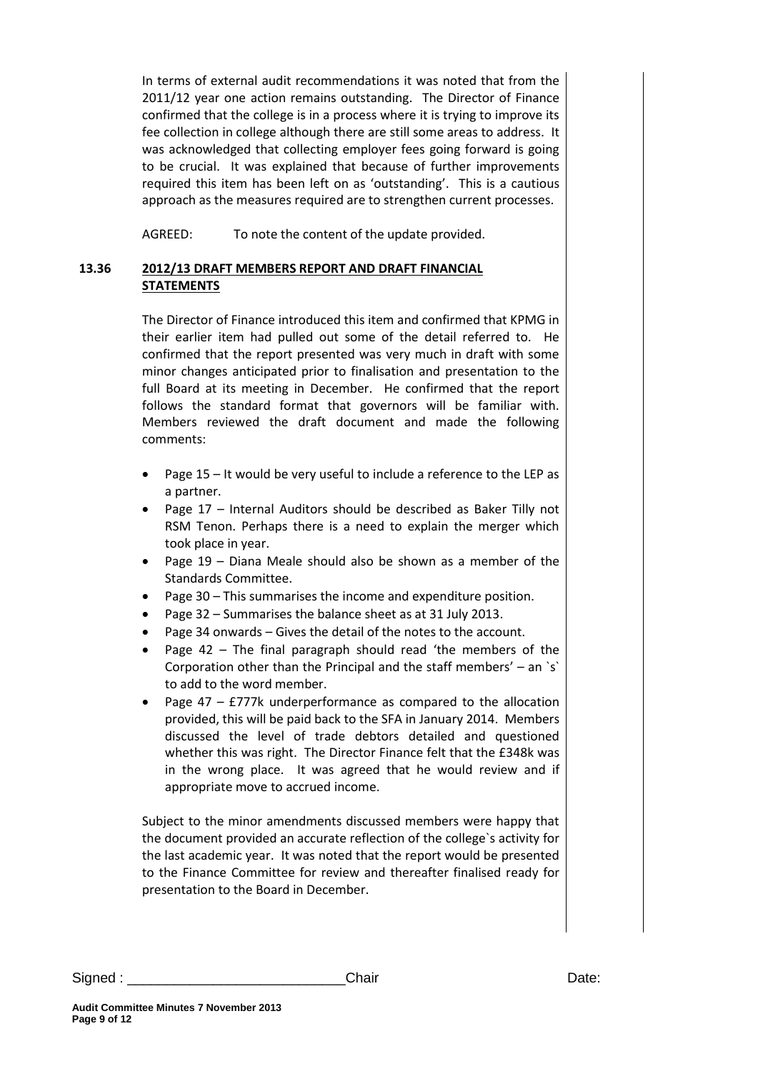In terms of external audit recommendations it was noted that from the 2011/12 year one action remains outstanding. The Director of Finance confirmed that the college is in a process where it is trying to improve its fee collection in college although there are still some areas to address. It was acknowledged that collecting employer fees going forward is going to be crucial. It was explained that because of further improvements required this item has been left on as 'outstanding'. This is a cautious approach as the measures required are to strengthen current processes.

AGREED: To note the content of the update provided.

## 13.36 2012/13 DRAFT MEMBERS REPORT AND DRAFT FINANCIAL STATEMENTS

The Director of Finance introduced this item and confirmed that KPMG in their earlier item had pulled out some of the detail referred to. He confirmed that the report presented was very much in draft with some minor changes anticipated prior to finalisation and presentation to the full Board at its meeting in December. He confirmed that the report follows the standard format that governors will be familiar with. Members reviewed the draft document and made the following comments:

- Page 15 – It would be very useful to include a reference to the LEP as a partner.
- Page 17 – Internal Auditors should be described as Baker Tilly not RSM Tenon. Perhaps there is a need to explain the merger which took place in year.
- Page 19 – Diana Meale should also be shown as a member of the Standards Committee.
- Page 30 – This summarises the income and expenditure position.
- Page 32 – Summarises the balance sheet as at 31 July 2013.
- Page 34 onwards – Gives the detail of the notes to the account.
- Page 42 – The final paragraph should read 'the members of the Corporation other than the Principal and the staff members' – an `s` to add to the word member.
- Page 47 – £777k underperformance as compared to the allocation provided, this will be paid back to the SFA in January 2014. Members discussed the level of trade debtors detailed and questioned whether this was right. The Director Finance felt that the £348k was in the wrong place. It was agreed that he would review and if appropriate move to accrued income.

Subject to the minor amendments discussed members were happy that the document provided an accurate reflection of the college`s activity for the last academic year. It was noted that the report would be presented to the Finance Committee for review and thereafter finalised ready for presentation to the Board in December.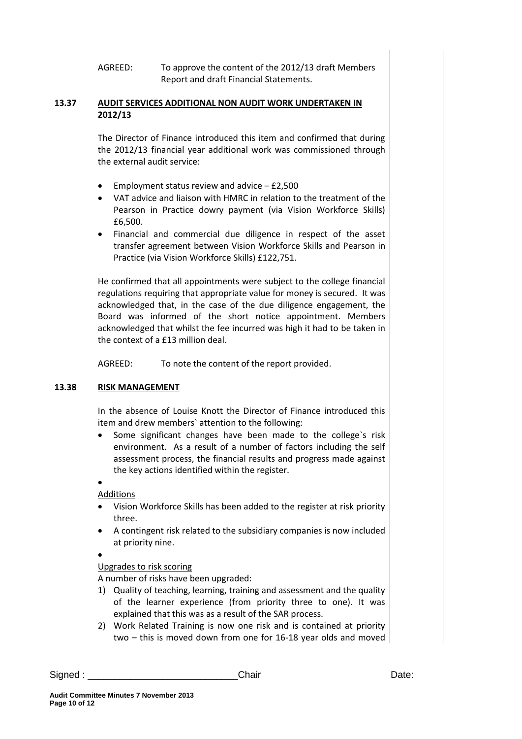AGREED: To approve the content of the 2012/13 draft Members Report and draft Financial Statements.

**13.37 <u>AUDIT SERVICES ADDITIONAL NON AUDIT WORK UNDERTAKEN IN 2012/13</u>**

The Director of Finance introduced this item and confirmed that during the 2012/13 financial year additional work was commissioned through the external audit service:

- Employment status review and advice – £2,500
- VAT advice and liaison with HMRC in relation to the treatment of the Pearson in Practice dowry payment (via Vision Workforce Skills) £6,500.
- Financial and commercial due diligence in respect of the asset transfer agreement between Vision Workforce Skills and Pearson in Practice (via Vision Workforce Skills) £122,751.

He confirmed that all appointments were subject to the college financial regulations requiring that appropriate value for money is secured. It was acknowledged that, in the case of the due diligence engagement, the Board was informed of the short notice appointment. Members acknowledged that whilst the fee incurred was high it had to be taken in the context of a £13 million deal.

AGREED: To note the content of the report provided.

**13.38 <u>RISK MANAGEMENT</u>**

In the absence of Louise Knott the Director of Finance introduced this item and drew members` attention to the following:

- Some significant changes have been made to the college`s risk environment. As a result of a number of factors including the self assessment process, the financial results and progress made against the key actions identified within the register.
- 

<u>Additions</u>

- Vision Workforce Skills has been added to the register at risk priority three.
- A contingent risk related to the subsidiary companies is now included at priority nine.
- 

<u>Upgrades to risk scoring</u>

A number of risks have been upgraded:

1) Quality of teaching, learning, training and assessment and the quality of the learner experience (from priority three to one). It was explained that this was as a result of the SAR process.
2) Work Related Training is now one risk and is contained at priority two – this is moved down from one for 16-18 year olds and moved

Signed : ___________________________Chair Date: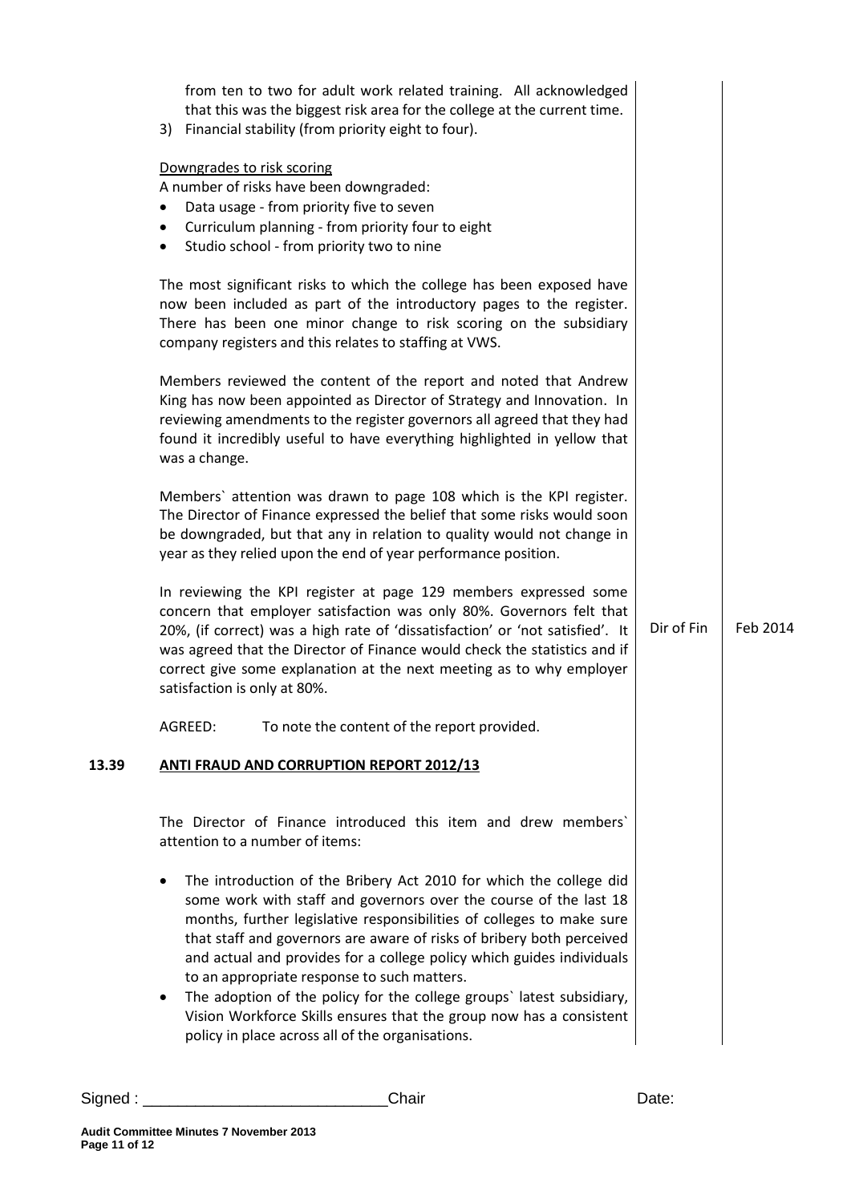from ten to two for adult work related training. All acknowledged that this was the biggest risk area for the college at the current time.

3) Financial stability (from priority eight to four).

Downgrades to risk scoring

A number of risks have been downgraded:

- Data usage - from priority five to seven
- Curriculum planning - from priority four to eight
- Studio school - from priority two to nine

The most significant risks to which the college has been exposed have now been included as part of the introductory pages to the register. There has been one minor change to risk scoring on the subsidiary company registers and this relates to staffing at VWS.

Members reviewed the content of the report and noted that Andrew King has now been appointed as Director of Strategy and Innovation. In reviewing amendments to the register governors all agreed that they had found it incredibly useful to have everything highlighted in yellow that was a change.

Members` attention was drawn to page 108 which is the KPI register. The Director of Finance expressed the belief that some risks would soon be downgraded, but that any in relation to quality would not change in year as they relied upon the end of year performance position.

In reviewing the KPI register at page 129 members expressed some concern that employer satisfaction was only 80%. Governors felt that 20%, (if correct) was a high rate of 'dissatisfaction' or 'not satisfied'. It was agreed that the Director of Finance would check the statistics and if correct give some explanation at the next meeting as to why employer satisfaction is only at 80%. — **Dir of Fin** — **Feb 2014**

AGREED: To note the content of the report provided.

## 13.39 ANTI FRAUD AND CORRUPTION REPORT 2012/13

The Director of Finance introduced this item and drew members` attention to a number of items:

- The introduction of the Bribery Act 2010 for which the college did some work with staff and governors over the course of the last 18 months, further legislative responsibilities of colleges to make sure that staff and governors are aware of risks of bribery both perceived and actual and provides for a college policy which guides individuals to an appropriate response to such matters.
- The adoption of the policy for the college groups` latest subsidiary, Vision Workforce Skills ensures that the group now has a consistent policy in place across all of the organisations.

Signed : \_\_\_\_\_\_\_\_\_\_\_\_\_\_\_\_\_\_\_\_\_\_\_\_\_\_\_\_ Chair Date: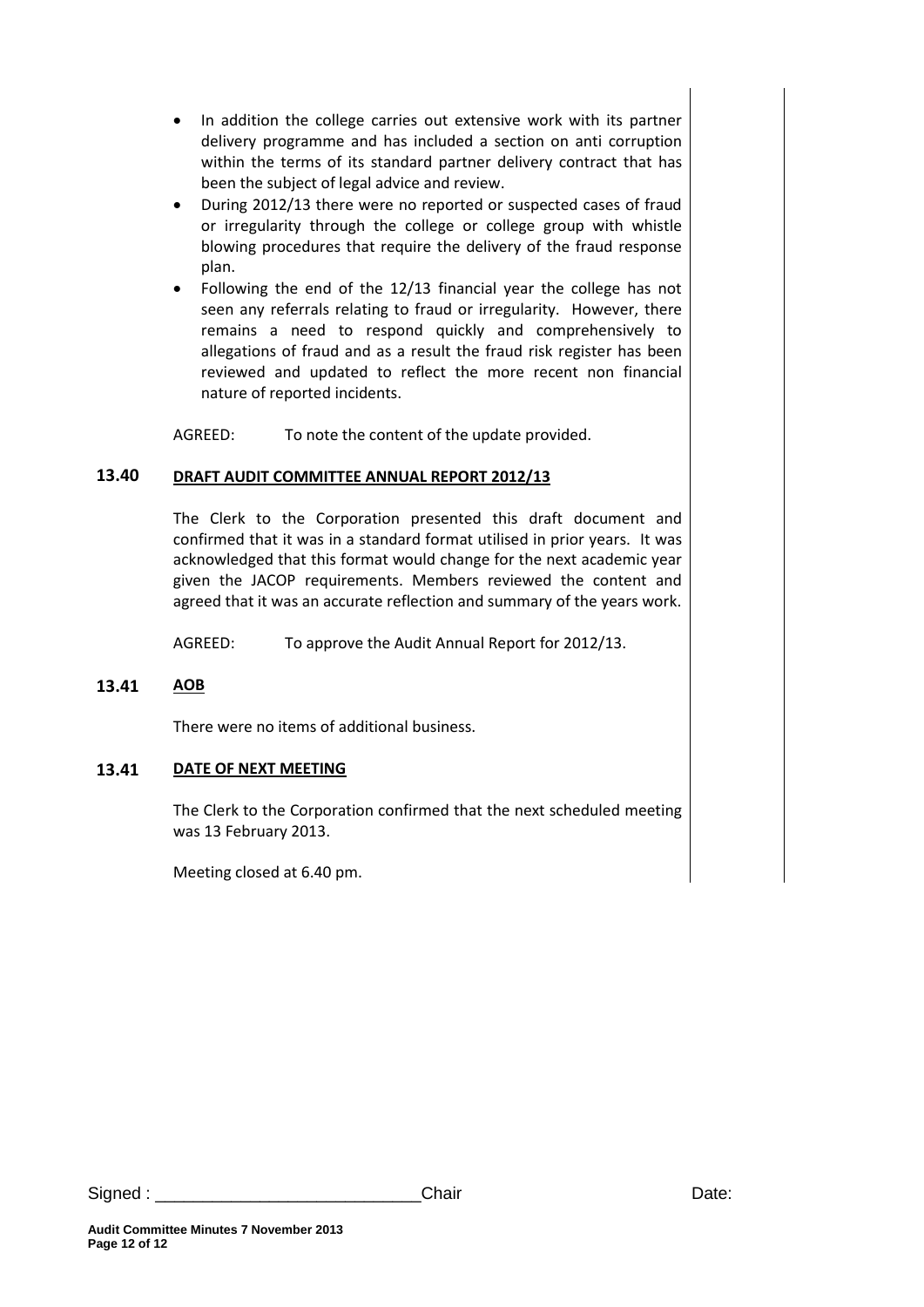- In addition the college carries out extensive work with its partner delivery programme and has included a section on anti corruption within the terms of its standard partner delivery contract that has been the subject of legal advice and review.
- During 2012/13 there were no reported or suspected cases of fraud or irregularity through the college or college group with whistle blowing procedures that require the delivery of the fraud response plan.
- Following the end of the 12/13 financial year the college has not seen any referrals relating to fraud or irregularity. However, there remains a need to respond quickly and comprehensively to allegations of fraud and as a result the fraud risk register has been reviewed and updated to reflect the more recent non financial nature of reported incidents.

AGREED: To note the content of the update provided.

**13.40 DRAFT AUDIT COMMITTEE ANNUAL REPORT 2012/13**

The Clerk to the Corporation presented this draft document and confirmed that it was in a standard format utilised in prior years. It was acknowledged that this format would change for the next academic year given the JACOP requirements. Members reviewed the content and agreed that it was an accurate reflection and summary of the years work.

AGREED: To approve the Audit Annual Report for 2012/13.

**13.41 AOB**

There were no items of additional business.

**13.41 DATE OF NEXT MEETING**

The Clerk to the Corporation confirmed that the next scheduled meeting was 13 February 2013.

Meeting closed at 6.40 pm.

Signed : ___________________________Chair Date: